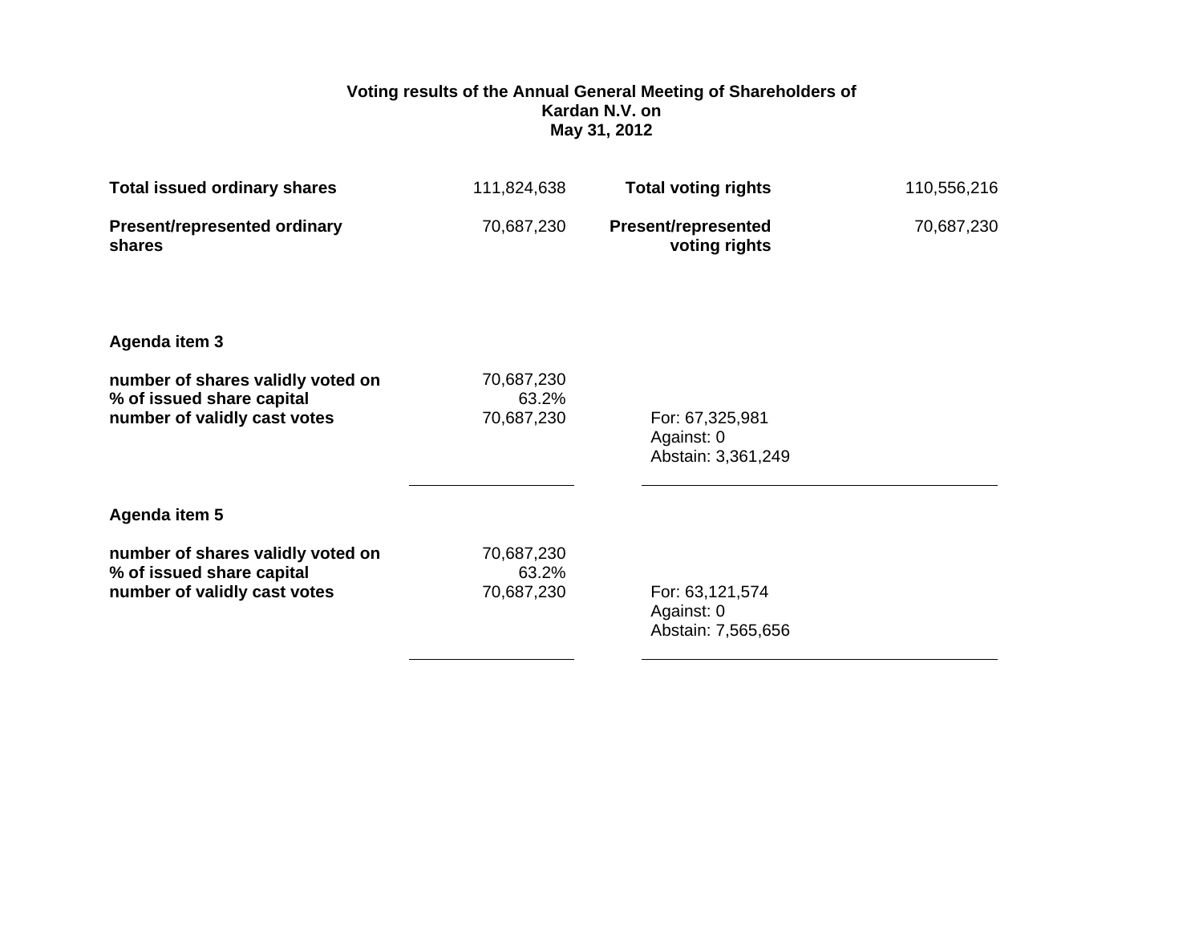# Voting results of the Annual General Meeting of Shareholders of Kardan N.V. on May 31, 2012

| | | | |
|---|---|---|---|
| **Total issued ordinary shares** | 111,824,638 | **Total voting rights** | 110,556,216 |
| **Present/represented ordinary shares** | 70,687,230 | **Present/represented voting rights** | 70,687,230 |

**Agenda item 3**

| | | |
|---|---|---|
| **number of shares validly voted on** | 70,687,230 | |
| **% of issued share capital** | 63.2% | |
| **number of validly cast votes** | 70,687,230 | For: 67,325,981<br>Against: 0<br>Abstain: 3,361,249 |

**Agenda item 5**

| | | |
|---|---|---|
| **number of shares validly voted on** | 70,687,230 | |
| **% of issued share capital** | 63.2% | |
| **number of validly cast votes** | 70,687,230 | For: 63,121,574<br>Against: 0<br>Abstain: 7,565,656 |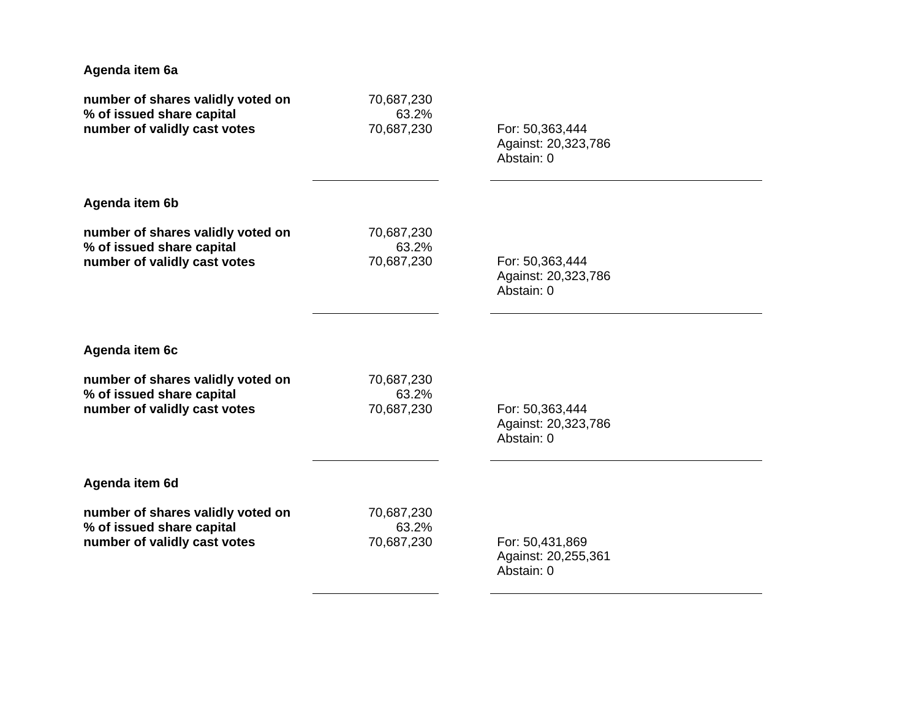**Agenda item 6a**

| | | |
|---|---|---|
| **number of shares validly voted on** | 70,687,230 | |
| **% of issued share capital** | 63.2% | |
| **number of validly cast votes** | 70,687,230 | For: 50,363,444<br>Against: 20,323,786<br>Abstain: 0 |

**Agenda item 6b**

| | | |
|---|---|---|
| **number of shares validly voted on** | 70,687,230 | |
| **% of issued share capital** | 63.2% | |
| **number of validly cast votes** | 70,687,230 | For: 50,363,444<br>Against: 20,323,786<br>Abstain: 0 |

**Agenda item 6c**

| | | |
|---|---|---|
| **number of shares validly voted on** | 70,687,230 | |
| **% of issued share capital** | 63.2% | |
| **number of validly cast votes** | 70,687,230 | For: 50,363,444<br>Against: 20,323,786<br>Abstain: 0 |

**Agenda item 6d**

| | | |
|---|---|---|
| **number of shares validly voted on** | 70,687,230 | |
| **% of issued share capital** | 63.2% | |
| **number of validly cast votes** | 70,687,230 | For: 50,431,869<br>Against: 20,255,361<br>Abstain: 0 |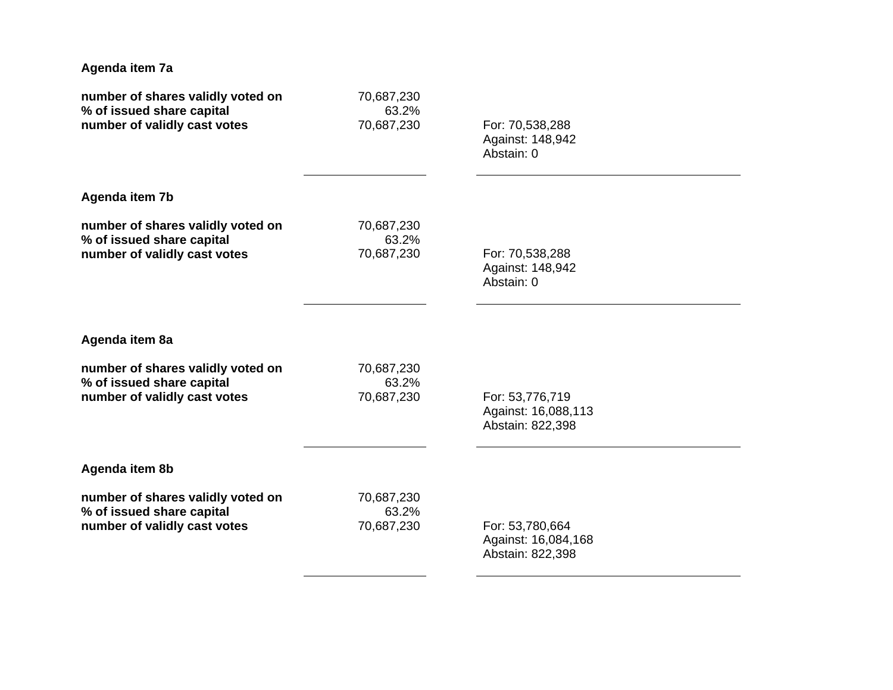**Agenda item 7a**

| | | |
|---|---|---|
| **number of shares validly voted on** | 70,687,230 | |
| **% of issued share capital** | 63.2% | |
| **number of validly cast votes** | 70,687,230 | For: 70,538,288<br>Against: 148,942<br>Abstain: 0 |

**Agenda item 7b**

| | | |
|---|---|---|
| **number of shares validly voted on** | 70,687,230 | |
| **% of issued share capital** | 63.2% | |
| **number of validly cast votes** | 70,687,230 | For: 70,538,288<br>Against: 148,942<br>Abstain: 0 |

**Agenda item 8a**

| | | |
|---|---|---|
| **number of shares validly voted on** | 70,687,230 | |
| **% of issued share capital** | 63.2% | |
| **number of validly cast votes** | 70,687,230 | For: 53,776,719<br>Against: 16,088,113<br>Abstain: 822,398 |

**Agenda item 8b**

| | | |
|---|---|---|
| **number of shares validly voted on** | 70,687,230 | |
| **% of issued share capital** | 63.2% | |
| **number of validly cast votes** | 70,687,230 | For: 53,780,664<br>Against: 16,084,168<br>Abstain: 822,398 |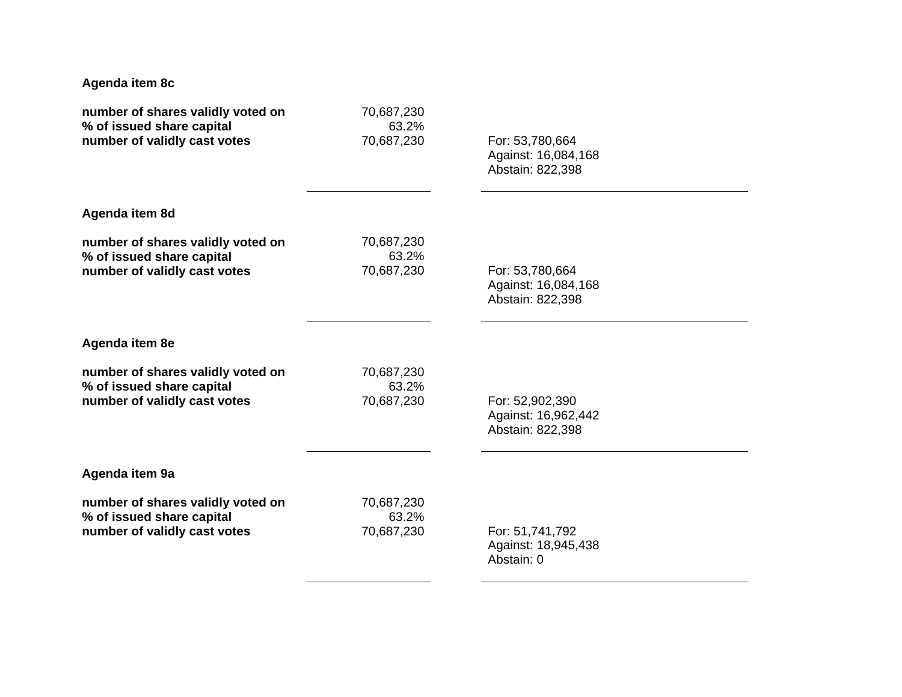**Agenda item 8c**

| | | |
|---|---|---|
| **number of shares validly voted on** | 70,687,230 | |
| **% of issued share capital** | 63.2% | |
| **number of validly cast votes** | 70,687,230 | For: 53,780,664<br>Against: 16,084,168<br>Abstain: 822,398 |

**Agenda item 8d**

| | | |
|---|---|---|
| **number of shares validly voted on** | 70,687,230 | |
| **% of issued share capital** | 63.2% | |
| **number of validly cast votes** | 70,687,230 | For: 53,780,664<br>Against: 16,084,168<br>Abstain: 822,398 |

**Agenda item 8e**

| | | |
|---|---|---|
| **number of shares validly voted on** | 70,687,230 | |
| **% of issued share capital** | 63.2% | |
| **number of validly cast votes** | 70,687,230 | For: 52,902,390<br>Against: 16,962,442<br>Abstain: 822,398 |

**Agenda item 9a**

| | | |
|---|---|---|
| **number of shares validly voted on** | 70,687,230 | |
| **% of issued share capital** | 63.2% | |
| **number of validly cast votes** | 70,687,230 | For: 51,741,792<br>Against: 18,945,438<br>Abstain: 0 |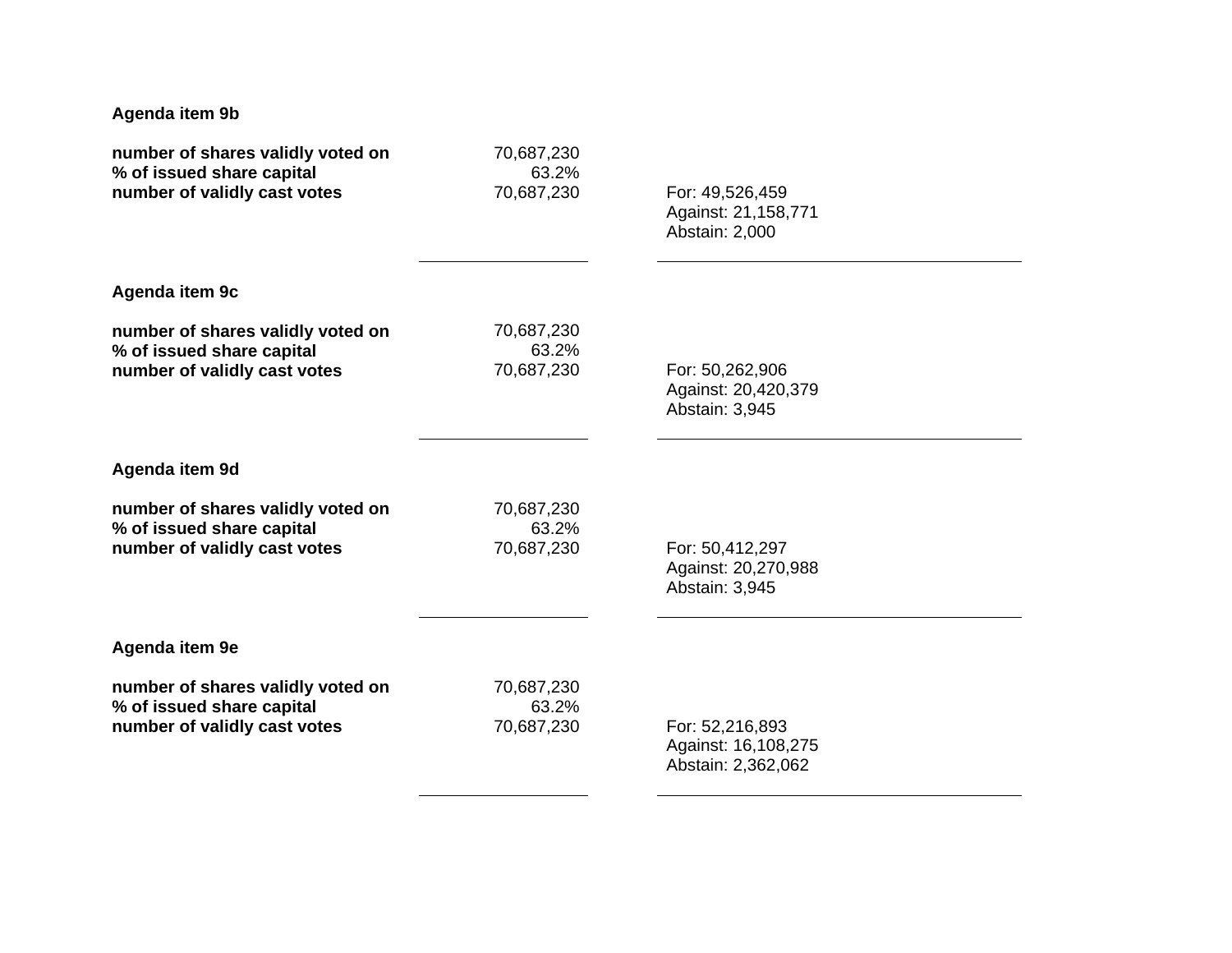**Agenda item 9b**

| | | |
|---|---|---|
| **number of shares validly voted on** | 70,687,230 | |
| **% of issued share capital** | 63.2% | |
| **number of validly cast votes** | 70,687,230 | For: 49,526,459<br>Against: 21,158,771<br>Abstain: 2,000 |

**Agenda item 9c**

| | | |
|---|---|---|
| **number of shares validly voted on** | 70,687,230 | |
| **% of issued share capital** | 63.2% | |
| **number of validly cast votes** | 70,687,230 | For: 50,262,906<br>Against: 20,420,379<br>Abstain: 3,945 |

**Agenda item 9d**

| | | |
|---|---|---|
| **number of shares validly voted on** | 70,687,230 | |
| **% of issued share capital** | 63.2% | |
| **number of validly cast votes** | 70,687,230 | For: 50,412,297<br>Against: 20,270,988<br>Abstain: 3,945 |

**Agenda item 9e**

| | | |
|---|---|---|
| **number of shares validly voted on** | 70,687,230 | |
| **% of issued share capital** | 63.2% | |
| **number of validly cast votes** | 70,687,230 | For: 52,216,893<br>Against: 16,108,275<br>Abstain: 2,362,062 |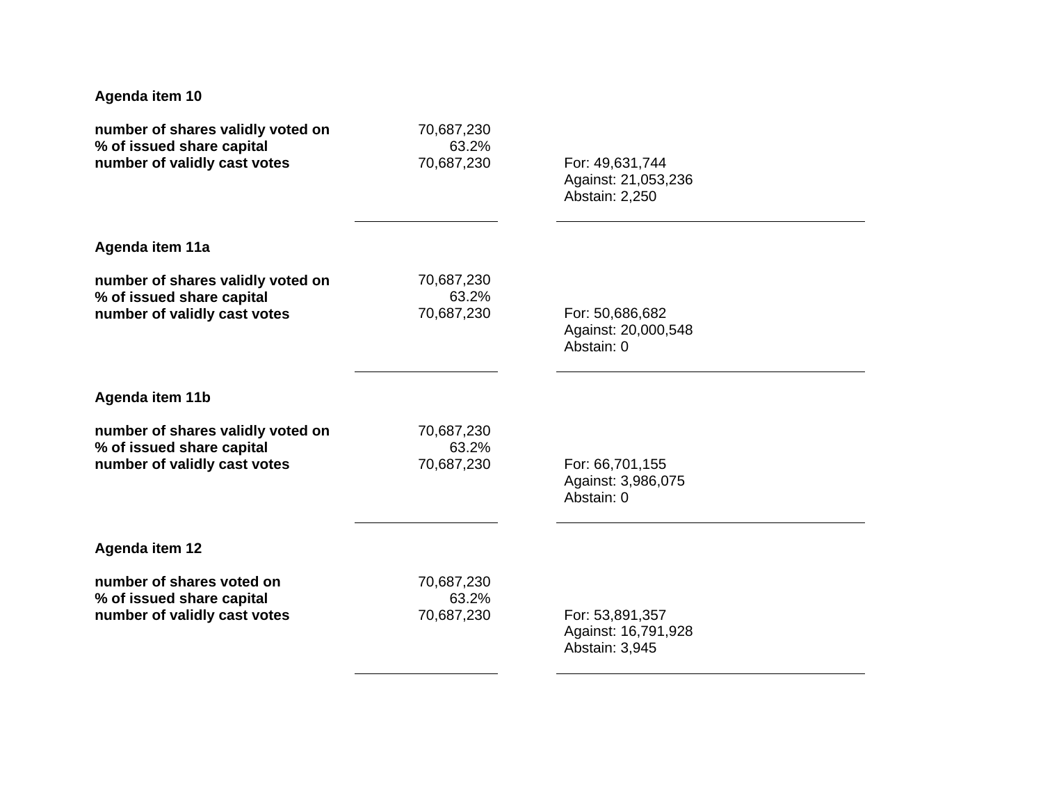**Agenda item 10**

| | | |
|---|---|---|
| **number of shares validly voted on** | 70,687,230 | |
| **% of issued share capital** | 63.2% | |
| **number of validly cast votes** | 70,687,230 | For: 49,631,744<br>Against: 21,053,236<br>Abstain: 2,250 |

**Agenda item 11a**

| | | |
|---|---|---|
| **number of shares validly voted on** | 70,687,230 | |
| **% of issued share capital** | 63.2% | |
| **number of validly cast votes** | 70,687,230 | For: 50,686,682<br>Against: 20,000,548<br>Abstain: 0 |

**Agenda item 11b**

| | | |
|---|---|---|
| **number of shares validly voted on** | 70,687,230 | |
| **% of issued share capital** | 63.2% | |
| **number of validly cast votes** | 70,687,230 | For: 66,701,155<br>Against: 3,986,075<br>Abstain: 0 |

**Agenda item 12**

| | | |
|---|---|---|
| **number of shares voted on** | 70,687,230 | |
| **% of issued share capital** | 63.2% | |
| **number of validly cast votes** | 70,687,230 | For: 53,891,357<br>Against: 16,791,928<br>Abstain: 3,945 |